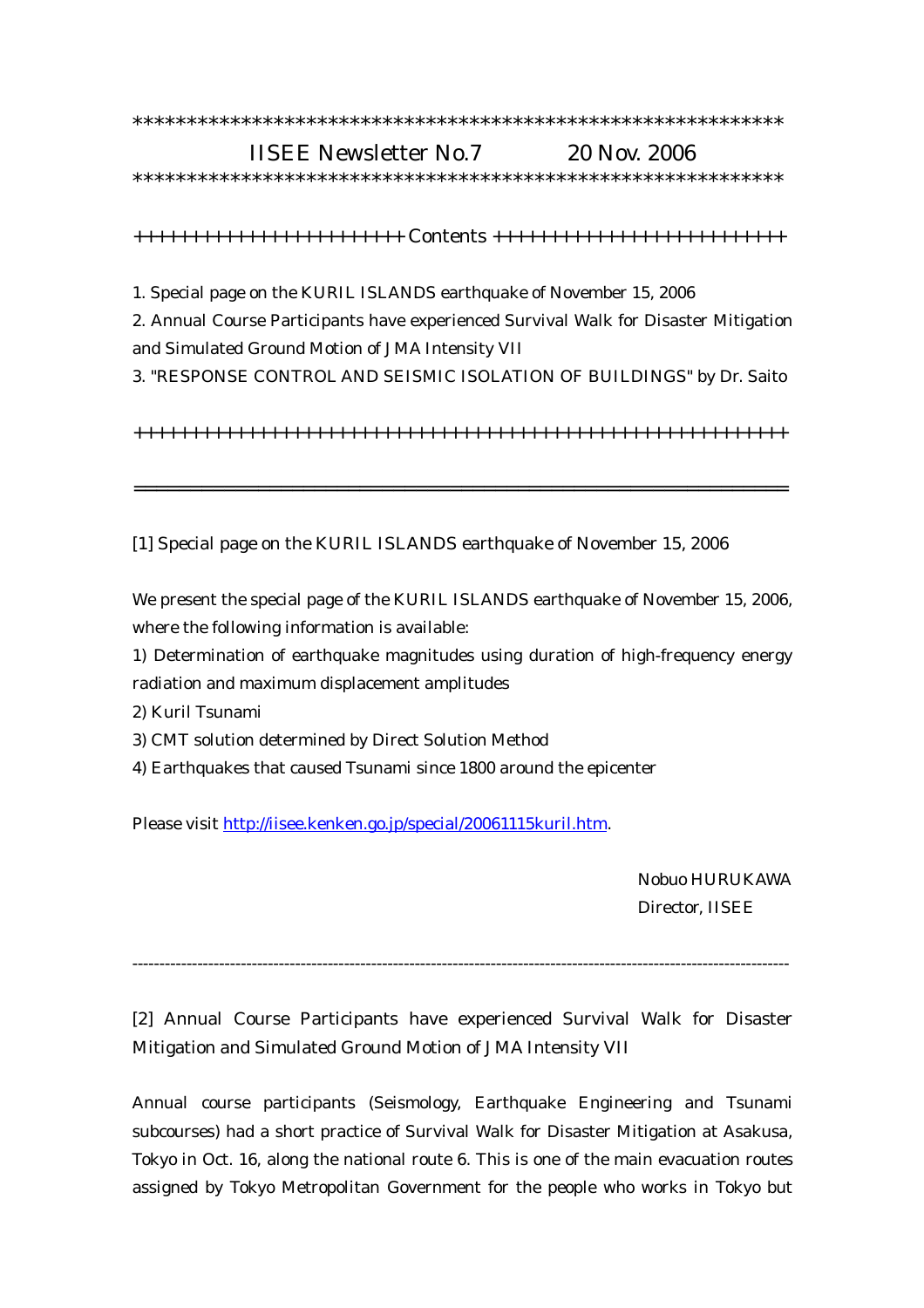************************************************************

# IISEE Newsletter No.7 　　　20 Nov. 2006

************************************************************

++++++++++++++++++++++++ Contents ++++++++++++++++++++++++++

1. Special page on the KURIL ISLANDS earthquake of November 15, 2006
2. Annual Course Participants have experienced Survival Walk for Disaster Mitigation and Simulated Ground Motion of JMA Intensity VII
3. "RESPONSE CONTROL AND SEISMIC ISOLATION OF BUILDINGS" by Dr. Saito

++++++++++++++++++++++++++++++++++++++++++++++++++++++++++++

---

## [1] Special page on the KURIL ISLANDS earthquake of November 15, 2006

We present the special page of the KURIL ISLANDS earthquake of November 15, 2006, where the following information is available:

1) Determination of earthquake magnitudes using duration of high-frequency energy radiation and maximum displacement amplitudes
2) Kuril Tsunami
3) CMT solution determined by Direct Solution Method
4) Earthquakes that caused Tsunami since 1800 around the epicenter

Please visit http://iisee.kenken.go.jp/special/20061115kuril.htm.

Nobuo HURUKAWA
Director, IISEE

---

## [2] Annual Course Participants have experienced Survival Walk for Disaster Mitigation and Simulated Ground Motion of JMA Intensity VII

Annual course participants (Seismology, Earthquake Engineering and Tsunami subcourses) had a short practice of Survival Walk for Disaster Mitigation at Asakusa, Tokyo in Oct. 16, along the national route 6. This is one of the main evacuation routes assigned by Tokyo Metropolitan Government for the people who works in Tokyo but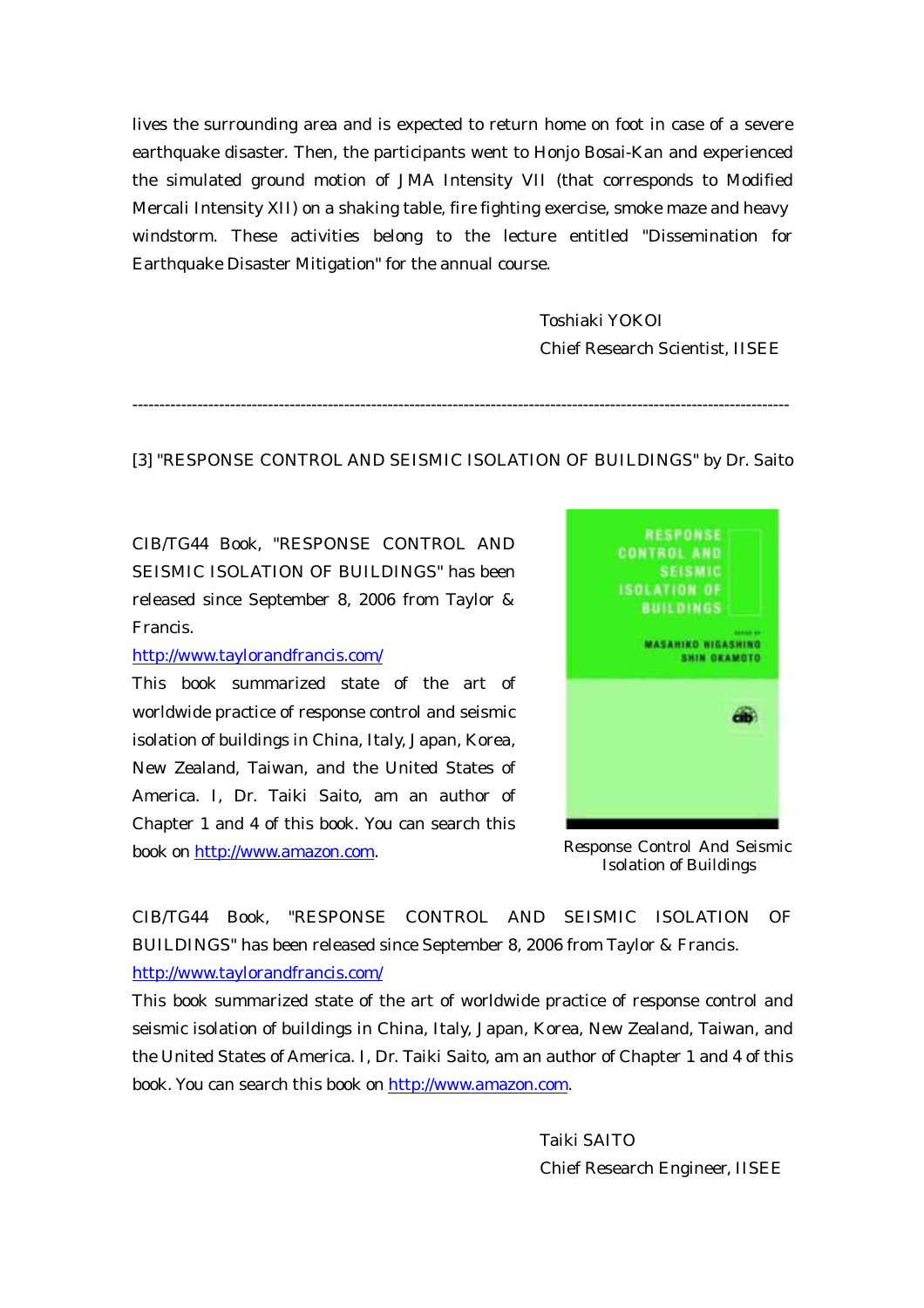lives the surrounding area and is expected to return home on foot in case of a severe earthquake disaster. Then, the participants went to Honjo Bosai-Kan and experienced the simulated ground motion of JMA Intensity VII (that corresponds to Modified Mercali Intensity XII) on a shaking table, fire fighting exercise, smoke maze and heavy windstorm. These activities belong to the lecture entitled "Dissemination for Earthquake Disaster Mitigation" for the annual course.

Toshiaki YOKOI
Chief Research Scientist, IISEE

---

[3] "RESPONSE CONTROL AND SEISMIC ISOLATION OF BUILDINGS" by Dr. Saito

CIB/TG44 Book, "RESPONSE CONTROL AND SEISMIC ISOLATION OF BUILDINGS" has been released since September 8, 2006 from Taylor & Francis.
http://www.taylorandfrancis.com/
This book summarized state of the art of worldwide practice of response control and seismic isolation of buildings in China, Italy, Japan, Korea, New Zealand, Taiwan, and the United States of America. I, Dr. Taiki Saito, am an author of Chapter 1 and 4 of this book. You can search this book on http://www.amazon.com.

Response Control And Seismic Isolation of Buildings

CIB/TG44 Book, "RESPONSE CONTROL AND SEISMIC ISOLATION OF BUILDINGS" has been released since September 8, 2006 from Taylor & Francis.
http://www.taylorandfrancis.com/
This book summarized state of the art of worldwide practice of response control and seismic isolation of buildings in China, Italy, Japan, Korea, New Zealand, Taiwan, and the United States of America. I, Dr. Taiki Saito, am an author of Chapter 1 and 4 of this book. You can search this book on http://www.amazon.com.

Taiki SAITO
Chief Research Engineer, IISEE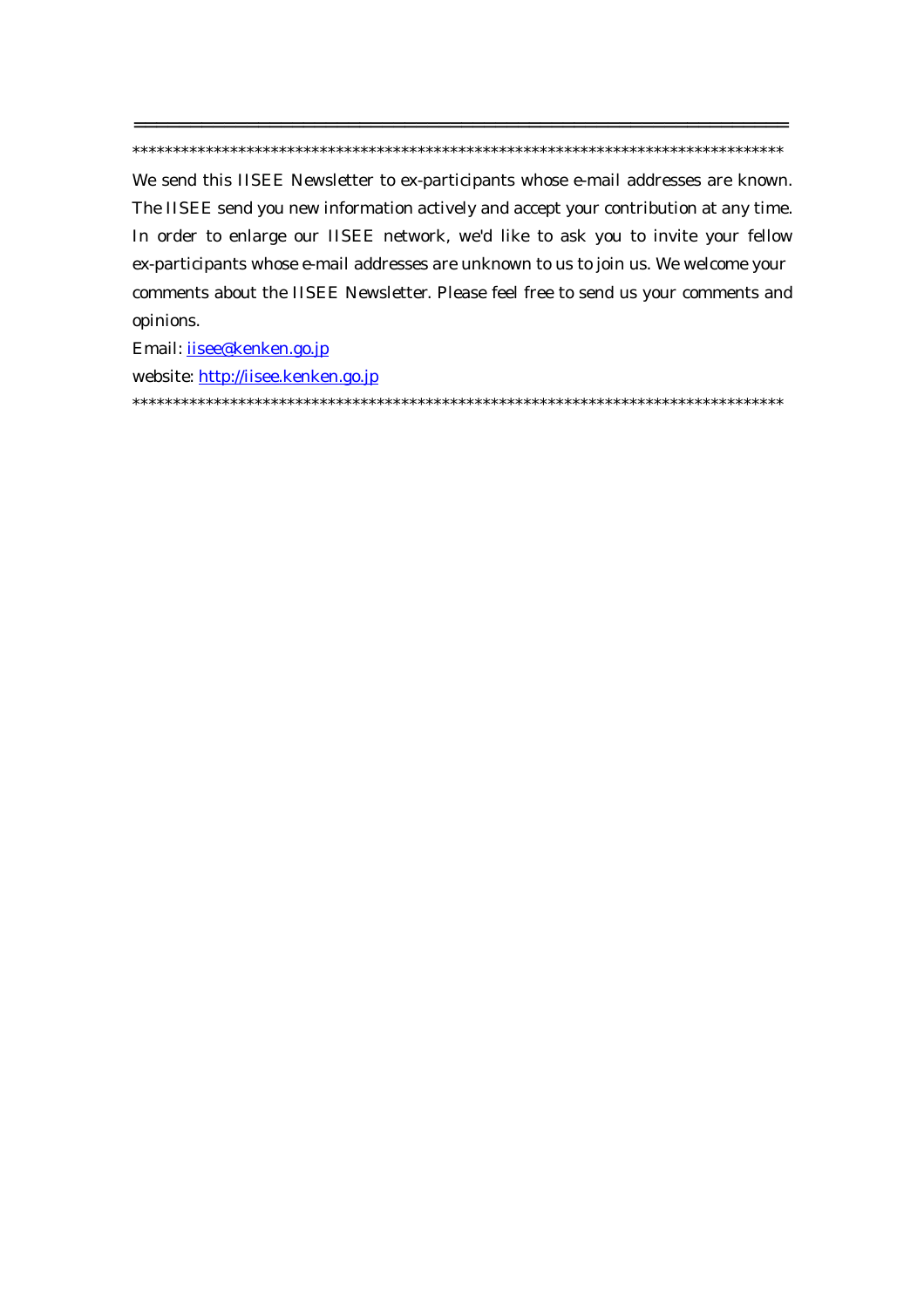---

************************************************************************************

We send this IISEE Newsletter to ex-participants whose e-mail addresses are known. The IISEE send you new information actively and accept your contribution at any time. In order to enlarge our IISEE network, we'd like to ask you to invite your fellow ex-participants whose e-mail addresses are unknown to us to join us. We welcome your comments about the IISEE Newsletter. Please feel free to send us your comments and opinions.

Email: iisee@kenken.go.jp

website: http://iisee.kenken.go.jp

************************************************************************************